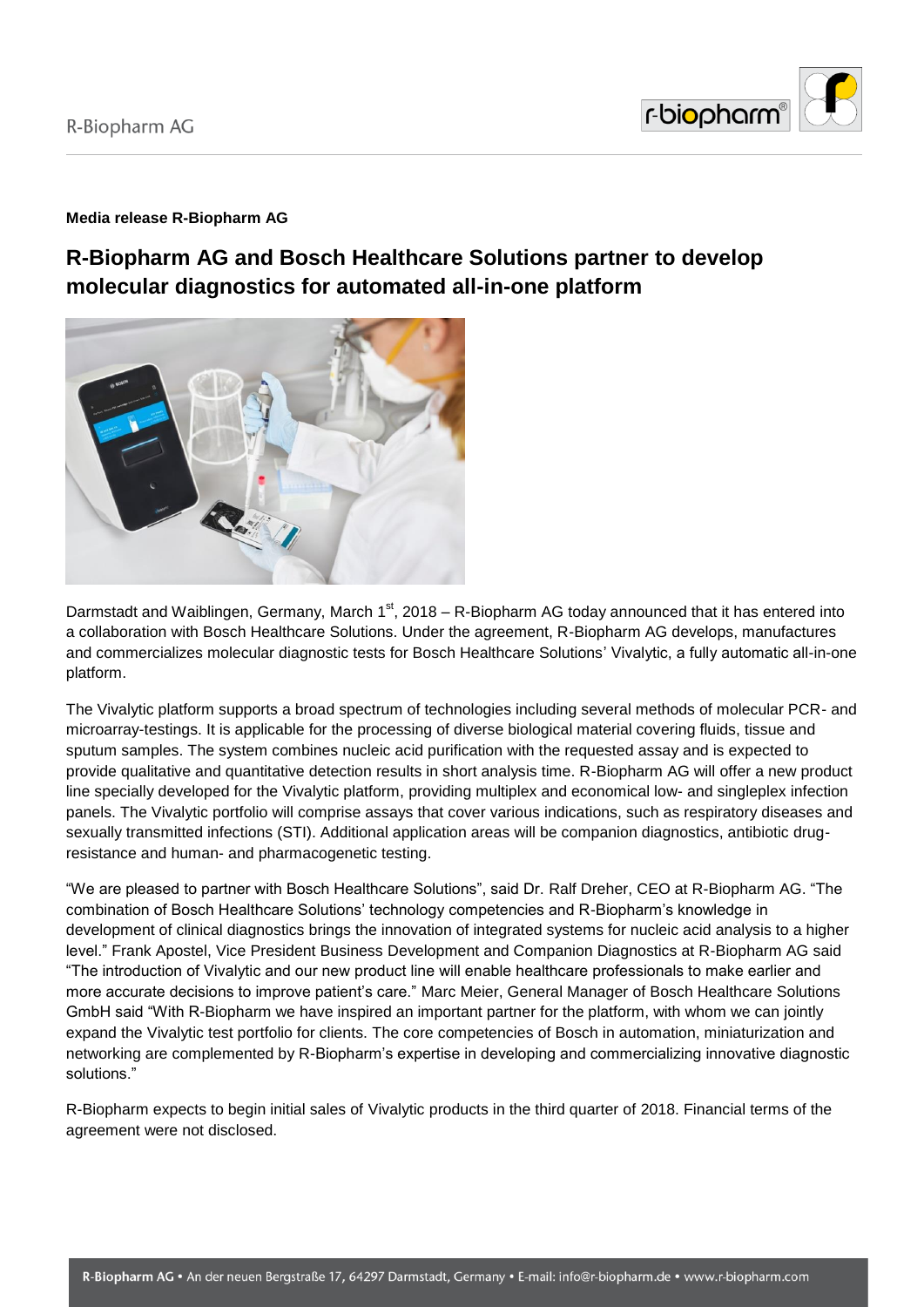**Media release R-Biopharm AG**

# R-Biopharm AG and Bosch Healthcare Solutions partner to develop molecular diagnostics for automated all-in-one platform

Darmstadt and Waiblingen, Germany, March 1st, 2018 – R-Biopharm AG today announced that it has entered into a collaboration with Bosch Healthcare Solutions. Under the agreement, R-Biopharm AG develops, manufactures and commercializes molecular diagnostic tests for Bosch Healthcare Solutions' Vivalytic, a fully automatic all-in-one platform.

The Vivalytic platform supports a broad spectrum of technologies including several methods of molecular PCR- and microarray-testings. It is applicable for the processing of diverse biological material covering fluids, tissue and sputum samples. The system combines nucleic acid purification with the requested assay and is expected to provide qualitative and quantitative detection results in short analysis time. R-Biopharm AG will offer a new product line specially developed for the Vivalytic platform, providing multiplex and economical low- and singleplex infection panels. The Vivalytic portfolio will comprise assays that cover various indications, such as respiratory diseases and sexually transmitted infections (STI). Additional application areas will be companion diagnostics, antibiotic drug-resistance and human- and pharmacogenetic testing.

"We are pleased to partner with Bosch Healthcare Solutions", said Dr. Ralf Dreher, CEO at R-Biopharm AG. "The combination of Bosch Healthcare Solutions' technology competencies and R-Biopharm's knowledge in development of clinical diagnostics brings the innovation of integrated systems for nucleic acid analysis to a higher level." Frank Apostel, Vice President Business Development and Companion Diagnostics at R-Biopharm AG said "The introduction of Vivalytic and our new product line will enable healthcare professionals to make earlier and more accurate decisions to improve patient's care." Marc Meier, General Manager of Bosch Healthcare Solutions GmbH said "With R-Biopharm we have inspired an important partner for the platform, with whom we can jointly expand the Vivalytic test portfolio for clients. The core competencies of Bosch in automation, miniaturization and networking are complemented by R-Biopharm's expertise in developing and commercializing innovative diagnostic solutions."

R-Biopharm expects to begin initial sales of Vivalytic products in the third quarter of 2018. Financial terms of the agreement were not disclosed.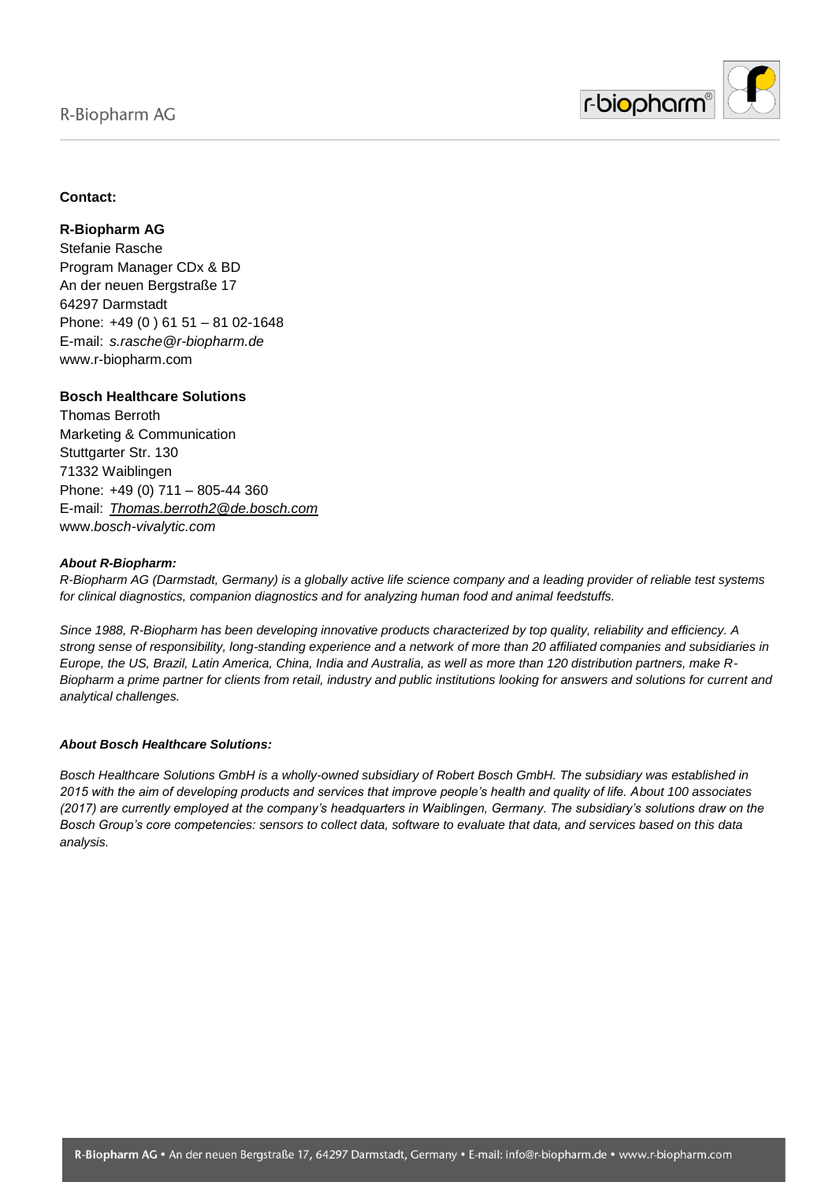**Contact:**

**R-Biopharm AG**
Stefanie Rasche
Program Manager CDx & BD
An der neuen Bergstraße 17
64297 Darmstadt
Phone: +49 (0 ) 61 51 – 81 02-1648
E-mail: *s.rasche@r-biopharm.de*
www.r-biopharm.com

**Bosch Healthcare Solutions**
Thomas Berroth
Marketing & Communication
Stuttgarter Str. 130
71332 Waiblingen
Phone: +49 (0) 711 – 805-44 360
E-mail: *Thomas.berroth2@de.bosch.com*
www.*bosch-vivalytic.com*

***About R-Biopharm:***

*R-Biopharm AG (Darmstadt, Germany) is a globally active life science company and a leading provider of reliable test systems for clinical diagnostics, companion diagnostics and for analyzing human food and animal feedstuffs.*

*Since 1988, R-Biopharm has been developing innovative products characterized by top quality, reliability and efficiency. A strong sense of responsibility, long-standing experience and a network of more than 20 affiliated companies and subsidiaries in Europe, the US, Brazil, Latin America, China, India and Australia, as well as more than 120 distribution partners, make R-Biopharm a prime partner for clients from retail, industry and public institutions looking for answers and solutions for current and analytical challenges.*

***About Bosch Healthcare Solutions:***

*Bosch Healthcare Solutions GmbH is a wholly-owned subsidiary of Robert Bosch GmbH. The subsidiary was established in 2015 with the aim of developing products and services that improve people's health and quality of life. About 100 associates (2017) are currently employed at the company's headquarters in Waiblingen, Germany. The subsidiary's solutions draw on the Bosch Group's core competencies: sensors to collect data, software to evaluate that data, and services based on this data analysis.*